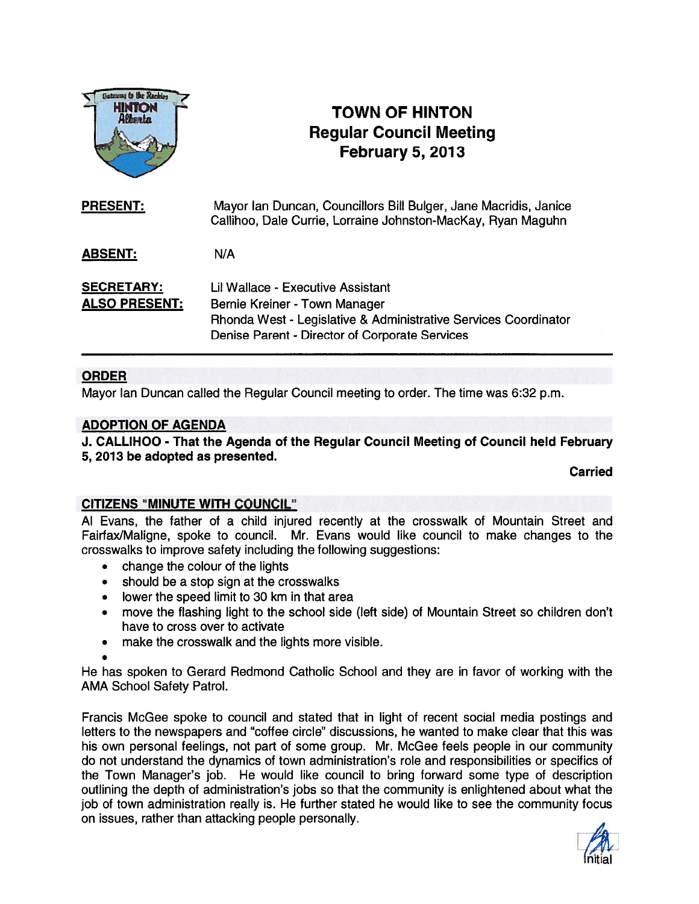# TOWN OF HINTON
## Regular Council Meeting
## February 5, 2013

**PRESENT:** Mayor Ian Duncan, Councillors Bill Bulger, Jane Macridis, Janice Callihoo, Dale Currie, Lorraine Johnston-MacKay, Ryan Maguhn

**ABSENT:** N/A

**SECRETARY:** Lil Wallace - Executive Assistant

**ALSO PRESENT:** Bernie Kreiner - Town Manager
Rhonda West - Legislative & Administrative Services Coordinator
Denise Parent - Director of Corporate Services

---

### ORDER

Mayor Ian Duncan called the Regular Council meeting to order. The time was 6:32 p.m.

### ADOPTION OF AGENDA

**J. CALLIHOO - That the Agenda of the Regular Council Meeting of Council held February 5, 2013 be adopted as presented.**

**Carried**

### CITIZENS "MINUTE WITH COUNCIL"

Al Evans, the father of a child injured recently at the crosswalk of Mountain Street and Fairfax/Maligne, spoke to council. Mr. Evans would like council to make changes to the crosswalks to improve safety including the following suggestions:

- change the colour of the lights
- should be a stop sign at the crosswalks
- lower the speed limit to 30 km in that area
- move the flashing light to the school side (left side) of Mountain Street so children don't have to cross over to activate
- make the crosswalk and the lights more visible.

He has spoken to Gerard Redmond Catholic School and they are in favor of working with the AMA School Safety Patrol.

Francis McGee spoke to council and stated that in light of recent social media postings and letters to the newspapers and "coffee circle" discussions, he wanted to make clear that this was his own personal feelings, not part of some group. Mr. McGee feels people in our community do not understand the dynamics of town administration's role and responsibilities or specifics of the Town Manager's job. He would like council to bring forward some type of description outlining the depth of administration's jobs so that the community is enlightened about what the job of town administration really is. He further stated he would like to see the community focus on issues, rather than attacking people personally.

Initial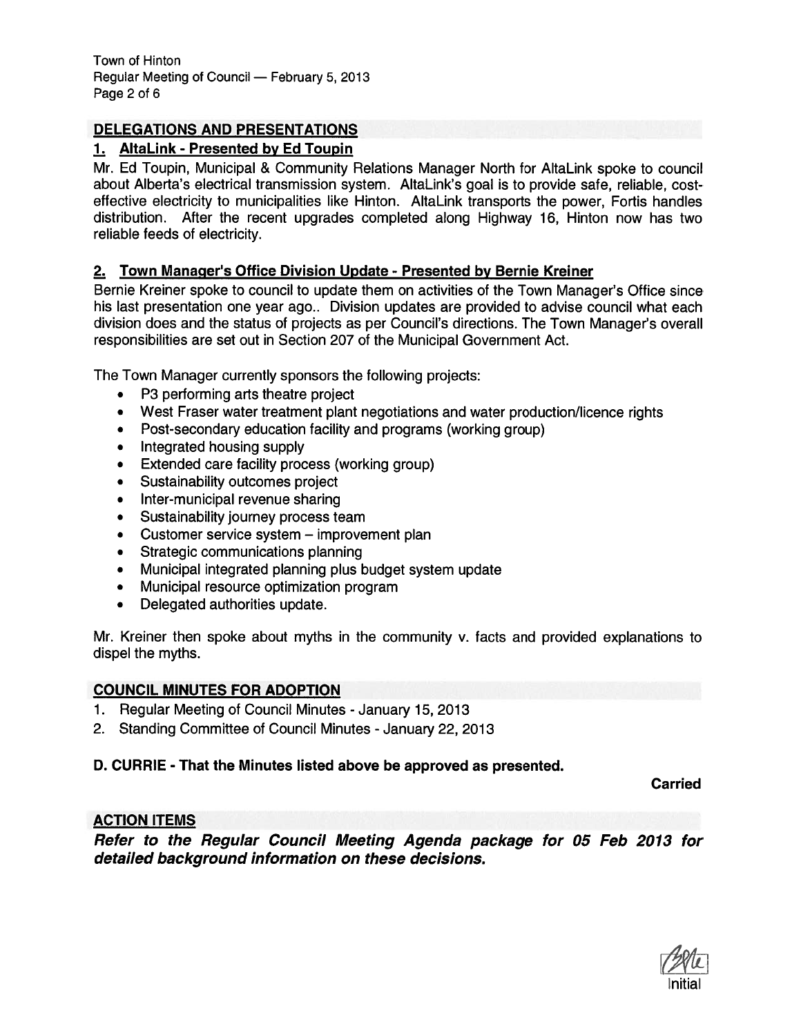## DELEGATIONS AND PRESENTATIONS

### 1. AltaLink - Presented by Ed Toupin

Mr. Ed Toupin, Municipal & Community Relations Manager North for AltaLink spoke to council about Alberta's electrical transmission system. AltaLink's goal is to provide safe, reliable, cost-effective electricity to municipalities like Hinton. AltaLink transports the power, Fortis handles distribution. After the recent upgrades completed along Highway 16, Hinton now has two reliable feeds of electricity.

### 2. Town Manager's Office Division Update - Presented by Bernie Kreiner

Bernie Kreiner spoke to council to update them on activities of the Town Manager's Office since his last presentation one year ago.. Division updates are provided to advise council what each division does and the status of projects as per Council's directions. The Town Manager's overall responsibilities are set out in Section 207 of the Municipal Government Act.

The Town Manager currently sponsors the following projects:

- P3 performing arts theatre project
- West Fraser water treatment plant negotiations and water production/licence rights
- Post-secondary education facility and programs (working group)
- Integrated housing supply
- Extended care facility process (working group)
- Sustainability outcomes project
- Inter-municipal revenue sharing
- Sustainability journey process team
- Customer service system – improvement plan
- Strategic communications planning
- Municipal integrated planning plus budget system update
- Municipal resource optimization program
- Delegated authorities update.

Mr. Kreiner then spoke about myths in the community v. facts and provided explanations to dispel the myths.

## COUNCIL MINUTES FOR ADOPTION

1. Regular Meeting of Council Minutes - January 15, 2013
2. Standing Committee of Council Minutes - January 22, 2013

**D. CURRIE - That the Minutes listed above be approved as presented.**

**Carried**

## ACTION ITEMS

***Refer to the Regular Council Meeting Agenda package for 05 Feb 2013 for detailed background information on these decisions.***

Initial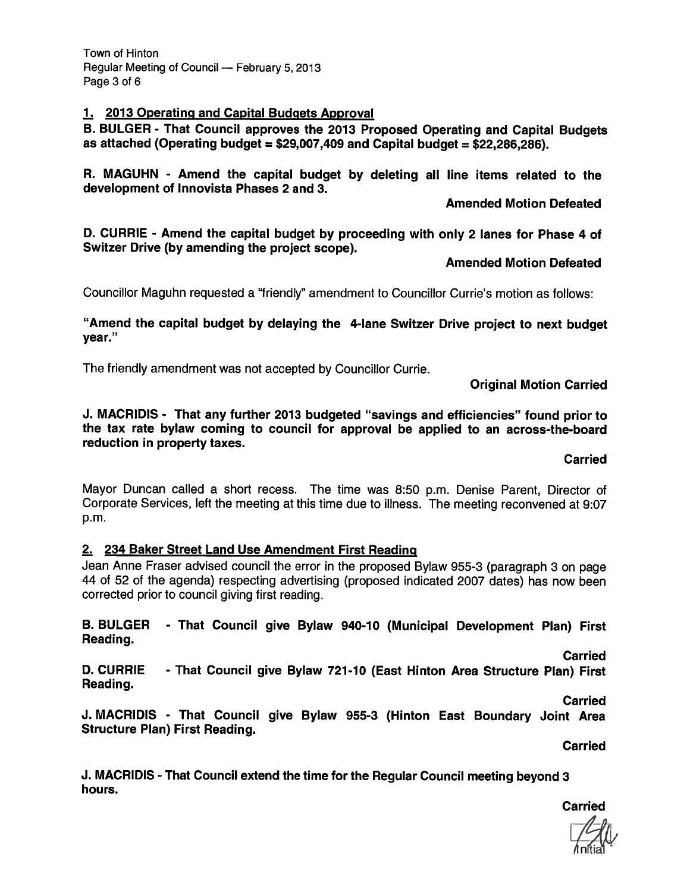## 1. 2013 Operating and Capital Budgets Approval

**B. BULGER - That Council approves the 2013 Proposed Operating and Capital Budgets as attached (Operating budget = $29,007,409 and Capital budget = $22,286,286).**

**R. MAGUHN - Amend the capital budget by deleting all line items related to the development of Innovista Phases 2 and 3.**

**Amended Motion Defeated**

**D. CURRIE - Amend the capital budget by proceeding with only 2 lanes for Phase 4 of Switzer Drive (by amending the project scope).**

**Amended Motion Defeated**

Councillor Maguhn requested a "friendly" amendment to Councillor Currie's motion as follows:

**"Amend the capital budget by delaying the 4-lane Switzer Drive project to next budget year."**

The friendly amendment was not accepted by Councillor Currie.

**Original Motion Carried**

**J. MACRIDIS - That any further 2013 budgeted "savings and efficiencies" found prior to the tax rate bylaw coming to council for approval be applied to an across-the-board reduction in property taxes.**

**Carried**

Mayor Duncan called a short recess. The time was 8:50 p.m. Denise Parent, Director of Corporate Services, left the meeting at this time due to illness. The meeting reconvened at 9:07 p.m.

## 2. 234 Baker Street Land Use Amendment First Reading

Jean Anne Fraser advised council the error in the proposed Bylaw 955-3 (paragraph 3 on page 44 of 52 of the agenda) respecting advertising (proposed indicated 2007 dates) has now been corrected prior to council giving first reading.

**B. BULGER - That Council give Bylaw 940-10 (Municipal Development Plan) First Reading.**

**Carried**

**D. CURRIE - That Council give Bylaw 721-10 (East Hinton Area Structure Plan) First Reading.**

**Carried**

**J. MACRIDIS - That Council give Bylaw 955-3 (Hinton East Boundary Joint Area Structure Plan) First Reading.**

**Carried**

**J. MACRIDIS - That Council extend the time for the Regular Council meeting beyond 3 hours.**

**Carried**

Initial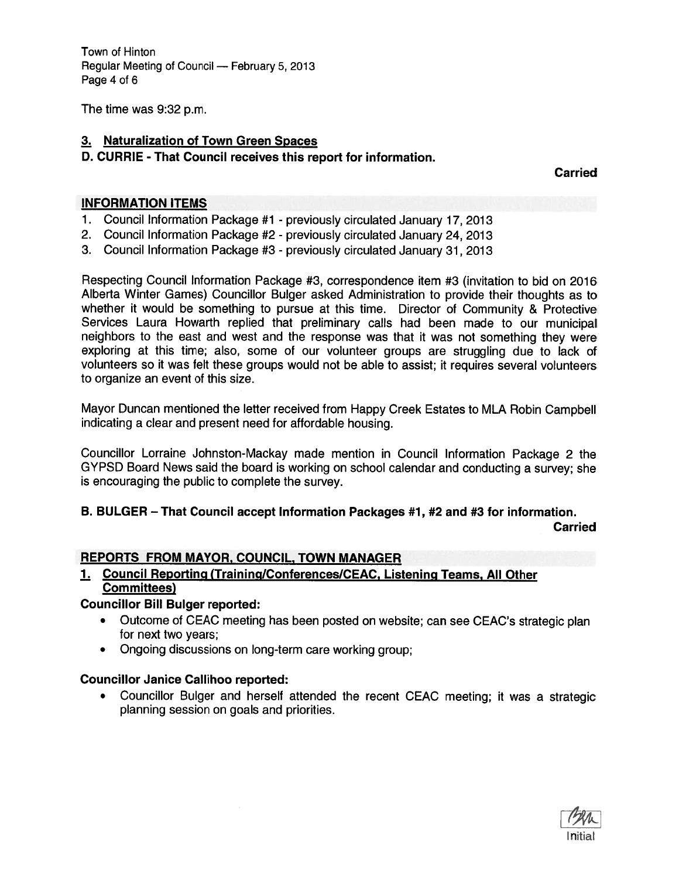The time was 9:32 p.m.

### 3. Naturalization of Town Green Spaces

**D. CURRIE - That Council receives this report for information.**

**Carried**

## INFORMATION ITEMS

1. Council Information Package #1 - previously circulated January 17, 2013
2. Council Information Package #2 - previously circulated January 24, 2013
3. Council Information Package #3 - previously circulated January 31, 2013

Respecting Council Information Package #3, correspondence item #3 (invitation to bid on 2016 Alberta Winter Games) Councillor Bulger asked Administration to provide their thoughts as to whether it would be something to pursue at this time. Director of Community & Protective Services Laura Howarth replied that preliminary calls had been made to our municipal neighbors to the east and west and the response was that it was not something they were exploring at this time; also, some of our volunteer groups are struggling due to lack of volunteers so it was felt these groups would not be able to assist; it requires several volunteers to organize an event of this size.

Mayor Duncan mentioned the letter received from Happy Creek Estates to MLA Robin Campbell indicating a clear and present need for affordable housing.

Councillor Lorraine Johnston-Mackay made mention in Council Information Package 2 the GYPSD Board News said the board is working on school calendar and conducting a survey; she is encouraging the public to complete the survey.

**B. BULGER – That Council accept Information Packages #1, #2 and #3 for information.**

**Carried**

## REPORTS FROM MAYOR, COUNCIL, TOWN MANAGER

### 1. Council Reporting (Training/Conferences/CEAC, Listening Teams, All Other Committees)

**Councillor Bill Bulger reported:**

- Outcome of CEAC meeting has been posted on website; can see CEAC's strategic plan for next two years;
- Ongoing discussions on long-term care working group;

**Councillor Janice Callihoo reported:**

- Councillor Bulger and herself attended the recent CEAC meeting; it was a strategic planning session on goals and priorities.

Initial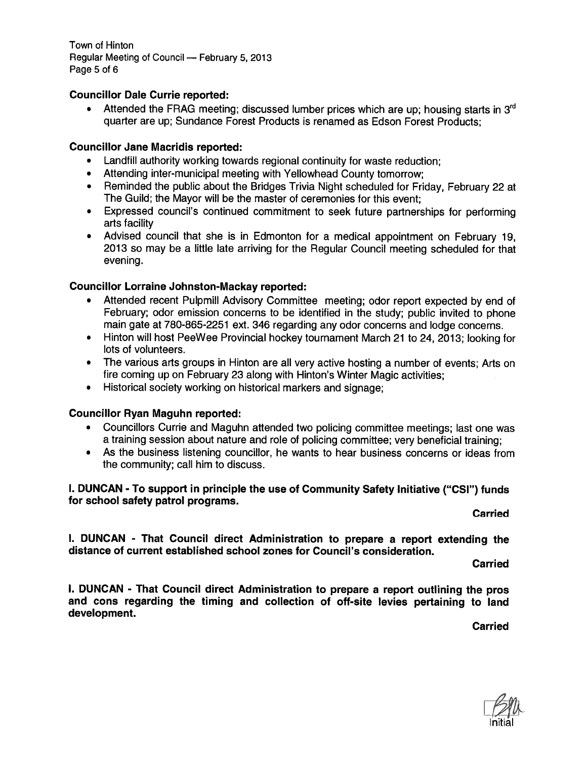**Councillor Dale Currie reported:**

- Attended the FRAG meeting; discussed lumber prices which are up; housing starts in 3rd quarter are up; Sundance Forest Products is renamed as Edson Forest Products;

**Councillor Jane Macridis reported:**

- Landfill authority working towards regional continuity for waste reduction;
- Attending inter-municipal meeting with Yellowhead County tomorrow;
- Reminded the public about the Bridges Trivia Night scheduled for Friday, February 22 at The Guild; the Mayor will be the master of ceremonies for this event;
- Expressed council's continued commitment to seek future partnerships for performing arts facility
- Advised council that she is in Edmonton for a medical appointment on February 19, 2013 so may be a little late arriving for the Regular Council meeting scheduled for that evening.

**Councillor Lorraine Johnston-Mackay reported:**

- Attended recent Pulpmill Advisory Committee meeting; odor report expected by end of February; odor emission concerns to be identified in the study; public invited to phone main gate at 780-865-2251 ext. 346 regarding any odor concerns and lodge concerns.
- Hinton will host PeeWee Provincial hockey tournament March 21 to 24, 2013; looking for lots of volunteers.
- The various arts groups in Hinton are all very active hosting a number of events; Arts on fire coming up on February 23 along with Hinton's Winter Magic activities;
- Historical society working on historical markers and signage;

**Councillor Ryan Maguhn reported:**

- Councillors Currie and Maguhn attended two policing committee meetings; last one was a training session about nature and role of policing committee; very beneficial training;
- As the business listening councillor, he wants to hear business concerns or ideas from the community; call him to discuss.

**I. DUNCAN - To support in principle the use of Community Safety Initiative ("CSI") funds for school safety patrol programs.**

**Carried**

**I. DUNCAN - That Council direct Administration to prepare a report extending the distance of current established school zones for Council's consideration.**

**Carried**

**I. DUNCAN - That Council direct Administration to prepare a report outlining the pros and cons regarding the timing and collection of off-site levies pertaining to land development.**

**Carried**

Initial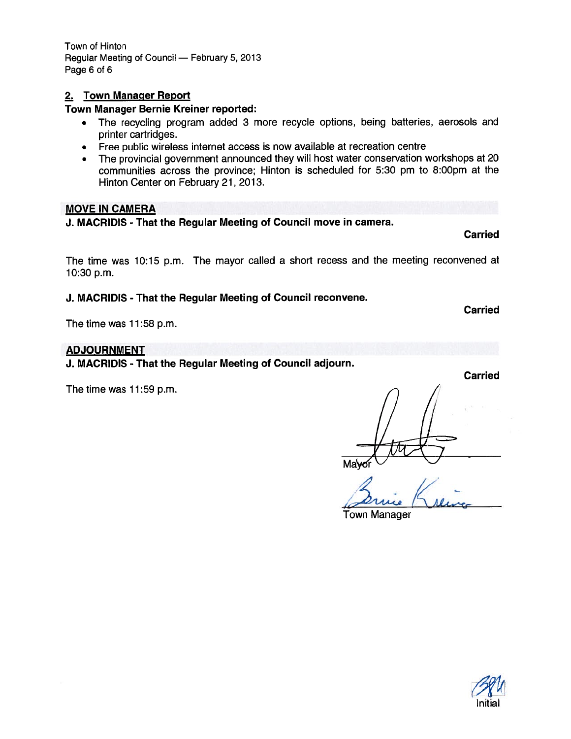## 2. Town Manager Report

**Town Manager Bernie Kreiner reported:**

- The recycling program added 3 more recycle options, being batteries, aerosols and printer cartridges.
- Free public wireless internet access is now available at recreation centre
- The provincial government announced they will host water conservation workshops at 20 communities across the province; Hinton is scheduled for 5:30 pm to 8:00pm at the Hinton Center on February 21, 2013.

## MOVE IN CAMERA

**J. MACRIDIS - That the Regular Meeting of Council move in camera.**

**Carried**

The time was 10:15 p.m. The mayor called a short recess and the meeting reconvened at 10:30 p.m.

**J. MACRIDIS - That the Regular Meeting of Council reconvene.**

**Carried**

The time was 11:58 p.m.

## ADJOURNMENT

**J. MACRIDIS - That the Regular Meeting of Council adjourn.**

**Carried**

The time was 11:59 p.m.

Mayor

Town Manager

Initial